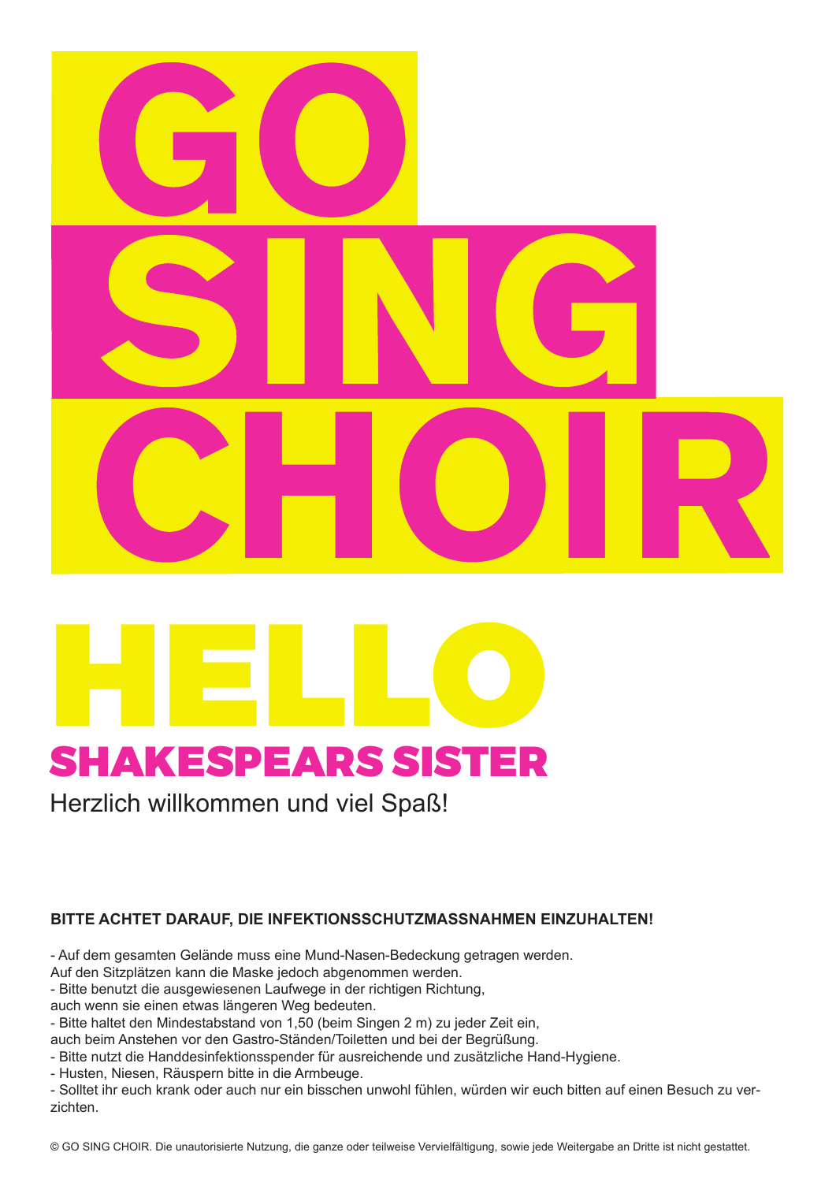# GO SING CHOIR

# HELLO

## SHAKESPEARS SISTER

Herzlich willkommen und viel Spaß!

**BITTE ACHTET DARAUF, DIE INFEKTIONSSCHUTZMASSNAHMEN EINZUHALTEN!**

- Auf dem gesamten Gelände muss eine Mund-Nasen-Bedeckung getragen werden. Auf den Sitzplätzen kann die Maske jedoch abgenommen werden.
- Bitte benutzt die ausgewiesenen Laufwege in der richtigen Richtung, auch wenn sie einen etwas längeren Weg bedeuten.
- Bitte haltet den Mindestabstand von 1,50 (beim Singen 2 m) zu jeder Zeit ein, auch beim Anstehen vor den Gastro-Ständen/Toiletten und bei der Begrüßung.
- Bitte nutzt die Handdesinfektionsspender für ausreichende und zusätzliche Hand-Hygiene.
- Husten, Niesen, Räuspern bitte in die Armbeuge.
- Solltet ihr euch krank oder auch nur ein bisschen unwohl fühlen, würden wir euch bitten auf einen Besuch zu verzichten.

© GO SING CHOIR. Die unautorisierte Nutzung, die ganze oder teilweise Vervielfältigung, sowie jede Weitergabe an Dritte ist nicht gestattet.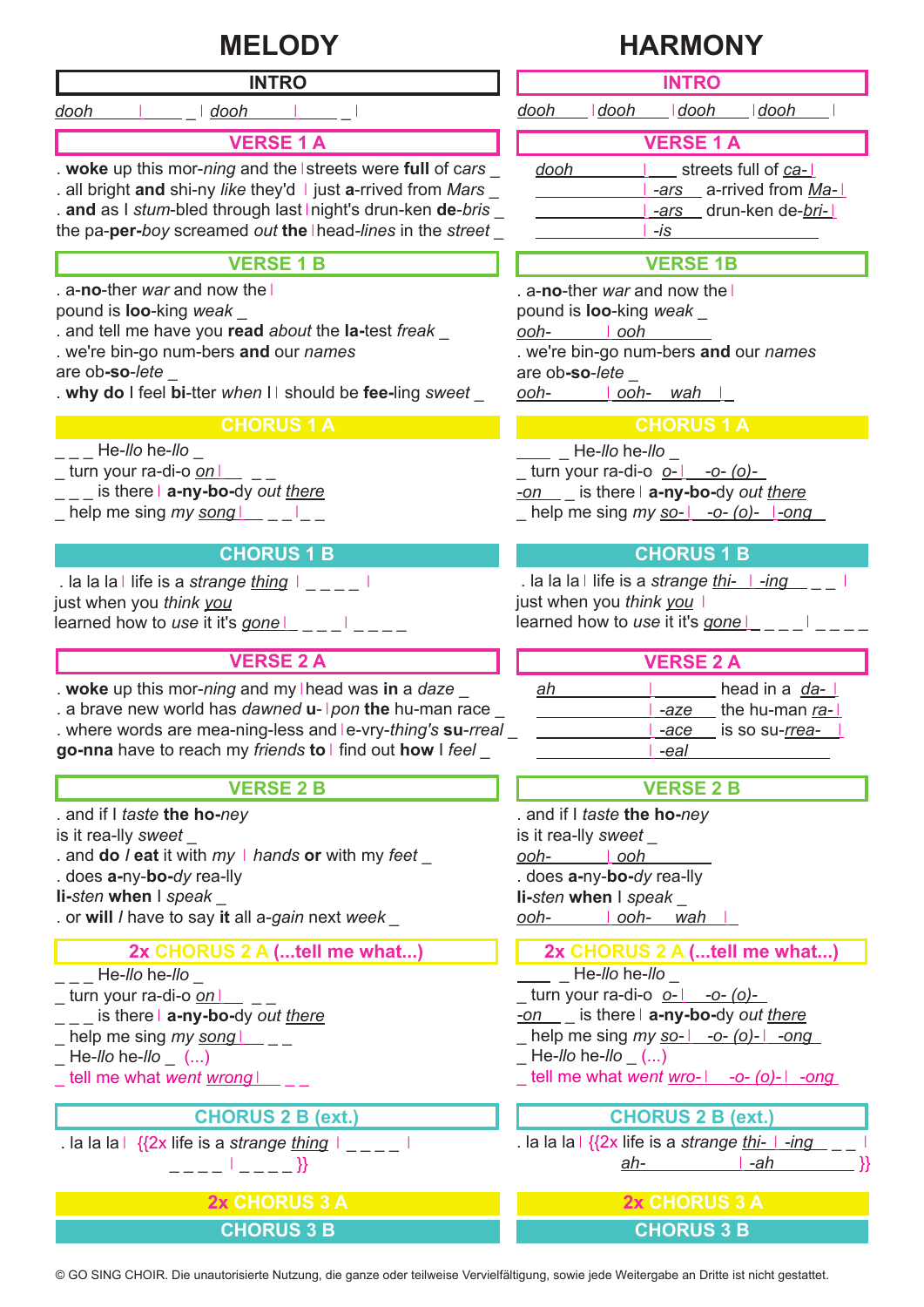# MELODY

## INTRO

dooh | _ | dooh | _ |

## VERSE 1 A

. **woke** up this mor-*ning* and the | streets were **full** of *cars* _
. all bright **and** shi-ny *like* they'd | just **a**-rrived from *Mars* _
. **and** as I *stum*-bled through last | night's drun-ken **de**-*bris* _
the pa-**per**-*boy* screamed *out* **the** | head-*lines* in the *street* _

## VERSE 1 B

. a-**no**-ther *war* and now the |
pound is **loo**-king *weak* _
. and tell me have you **read** *about* the **la**-test *freak* _
. we're bin-go num-bers **and** our *names*
are ob-**so**-*lete* _
. **why do** I feel **bi**-tter *when* I | should be **fee**-ling *sweet* _

## CHORUS 1 A

_ _ _ He-*llo* he-*llo* _
_ turn your ra-di-o *on* | _ _
_ _ _ is there | **a-ny-bo**-dy *out there*
_ help me sing *my song* | _ _ | _ _

## CHORUS 1 B

. la la la | life is a *strange thing* | _ _ _ _ |
just when you *think you*
learned how to *use* it it's *gone* | _ _ _ | _ _ _ _

## VERSE 2 A

. **woke** up this mor-*ning* and my | head was **in** a *daze* _
. a brave new world has *dawned* **u**- | *pon* **the** hu-man race _
. where words are mea-ning-less and | e-vry-*thing's* **su**-*rreal* _
**go**-**nna** have to reach my *friends* **to** | find out **how** I *feel* _

## VERSE 2 B

. and if I *taste* **the ho**-*ney*
is it rea-lly *sweet* _
. and **do** *I* **eat** it with *my* | *hands* **or** with my *feet* _
. does **a**-ny-**bo**-*dy* rea-lly
**li**-*sten* **when** I *speak* _
. or **will** *I* have to say **it** all a-*gain* next *week* _

## 2x CHORUS 2 A (...tell me what...)

_ _ _ He-*llo* he-*llo* _
_ turn your ra-di-o *on* | _ _
_ _ _ is there | **a-ny-bo**-dy *out there*
_ help me sing *my song* | _ _
_ He-*llo* he-*llo* _ (...)
_ tell me what *went wrong* | _ _

## CHORUS 2 B (ext.)

. la la la | {{2x life is a *strange thing* | _ _ _ _ |
_ _ _ _ | _ _ _ _ }}

## 2x CHORUS 3 A

## CHORUS 3 B

# HARMONY

## INTRO

dooh | dooh | dooh | dooh |

## VERSE 1 A

dooh | streets full of *ca-* |
| *-ars* a-rrived from *Ma-* |
| *-ars* drun-ken de-*bri-* |
| *-is*

## VERSE 1B

. a-**no**-ther *war* and now the |
pound is **loo**-king *weak* _
ooh- | ooh
. we're bin-go num-bers **and** our *names*
are ob-**so**-*lete* _
ooh- | ooh- wah | _

## CHORUS 1 A

_ He-*llo* he-*llo* _
_ turn your ra-di-o o- | -o- (o)-
-on _ is there | **a-ny-bo**-dy *out there*
_ help me sing *my so-* | -o- (o)- | -ong

## CHORUS 1 B

. la la la | life is a *strange thi-* | *-ing* _ _ |
just when you *think you* |
learned how to *use* it it's *gone* | _ _ _ | _ _ _ _

## VERSE 2 A

ah | head in a *da-* |
| *-aze* the hu-man *ra-* |
| *-ace* is so su-*rrea-* |
| *-eal*

## VERSE 2 B

. and if I *taste* **the ho**-*ney*
is it rea-lly *sweet* _
ooh- | ooh
. does **a**-ny-**bo**-*dy* rea-lly
**li**-*sten* **when** I *speak* _
ooh- | ooh- wah |

## 2x CHORUS 2 A (...tell me what...)

_ He-*llo* he-*llo* _
_ turn your ra-di-o o- | -o- (o)-
-on _ is there | **a-ny-bo**-dy *out there*
_ help me sing *my so-* | -o- (o)- | -ong
_ He-*llo* he-*llo* _ (...)
_ tell me what *went wro-* | -o- (o)- | -ong

## CHORUS 2 B (ext.)

. la la la | {{2x life is a *strange thi-* | *-ing* _ _ |
ah- | -ah }}

## 2x CHORUS 3 A

## CHORUS 3 B

© GO SING CHOIR. Die unautorisierte Nutzung, die ganze oder teilweise Vervielfältigung, sowie jede Weitergabe an Dritte ist nicht gestattet.